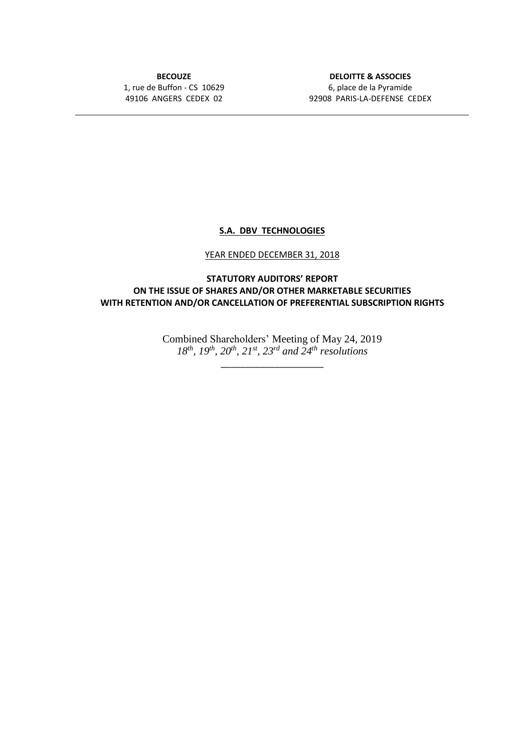**BECOUZE**
1, rue de Buffon - CS 10629
49106 ANGERS CEDEX 02

**DELOITTE & ASSOCIES**
6, place de la Pyramide
92908 PARIS-LA-DEFENSE CEDEX

---

**S.A. DBV TECHNOLOGIES**

YEAR ENDED DECEMBER 31, 2018

**STATUTORY AUDITORS' REPORT**
**ON THE ISSUE OF SHARES AND/OR OTHER MARKETABLE SECURITIES**
**WITH RETENTION AND/OR CANCELLATION OF PREFERENTIAL SUBSCRIPTION RIGHTS**

Combined Shareholders' Meeting of May 24, 2019
*18th, 19th, 20th, 21st, 23rd and 24th resolutions*

\_\_\_\_\_\_\_\_\_\_\_\_\_\_\_\_\_\_\_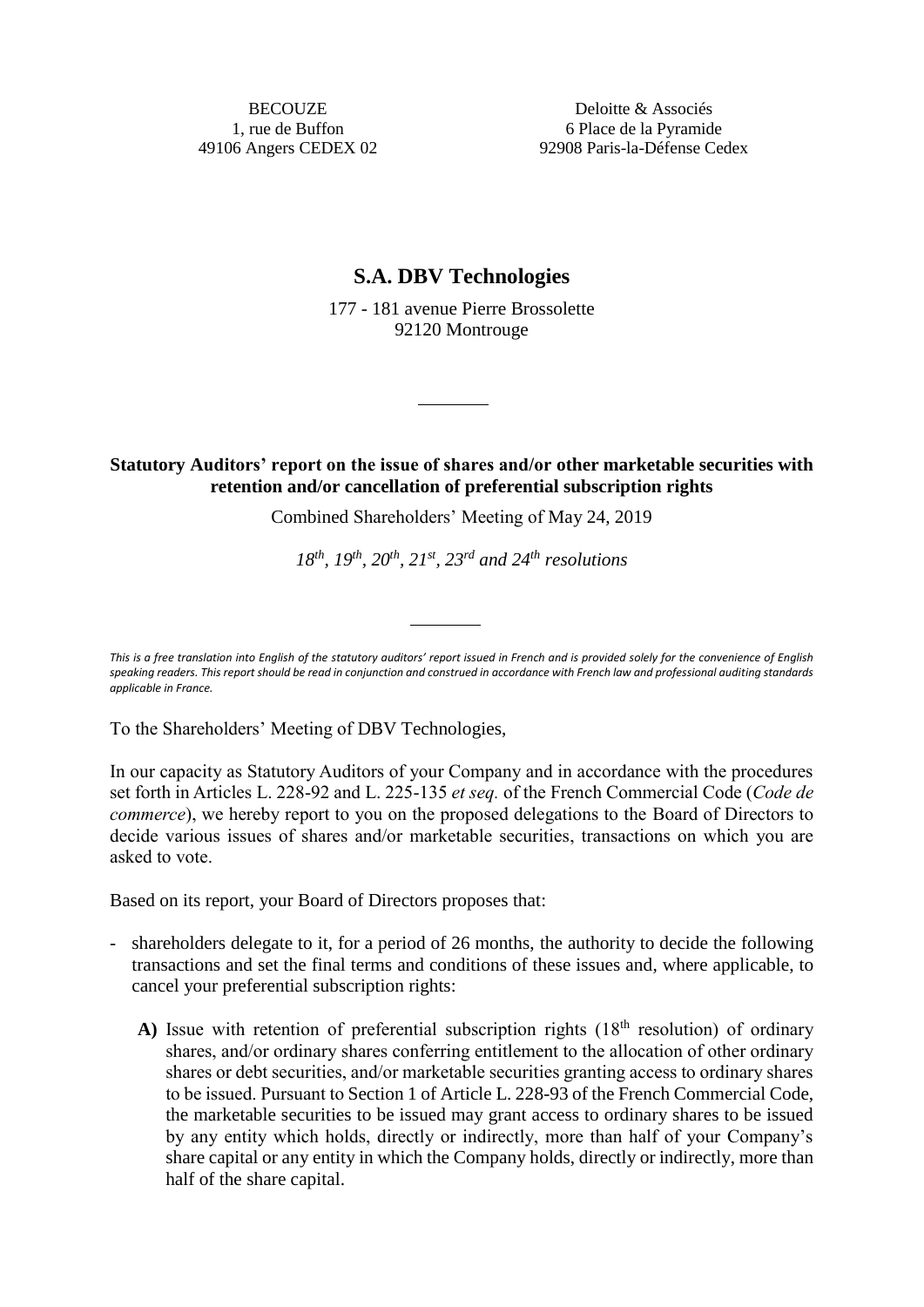BECOUZE
1, rue de Buffon
49106 Angers CEDEX 02

Deloitte & Associés
6 Place de la Pyramide
92908 Paris-la-Défense Cedex

# S.A. DBV Technologies

177 - 181 avenue Pierre Brossolette
92120 Montrouge

---

**Statutory Auditors' report on the issue of shares and/or other marketable securities with retention and/or cancellation of preferential subscription rights**

Combined Shareholders' Meeting of May 24, 2019

*18th, 19th, 20th, 21st, 23rd and 24th resolutions*

---

*This is a free translation into English of the statutory auditors' report issued in French and is provided solely for the convenience of English speaking readers. This report should be read in conjunction and construed in accordance with French law and professional auditing standards applicable in France.*

To the Shareholders' Meeting of DBV Technologies,

In our capacity as Statutory Auditors of your Company and in accordance with the procedures set forth in Articles L. 228-92 and L. 225-135 *et seq.* of the French Commercial Code (*Code de commerce*), we hereby report to you on the proposed delegations to the Board of Directors to decide various issues of shares and/or marketable securities, transactions on which you are asked to vote.

Based on its report, your Board of Directors proposes that:

- shareholders delegate to it, for a period of 26 months, the authority to decide the following transactions and set the final terms and conditions of these issues and, where applicable, to cancel your preferential subscription rights:

  **A)** Issue with retention of preferential subscription rights (18th resolution) of ordinary shares, and/or ordinary shares conferring entitlement to the allocation of other ordinary shares or debt securities, and/or marketable securities granting access to ordinary shares to be issued. Pursuant to Section 1 of Article L. 228-93 of the French Commercial Code, the marketable securities to be issued may grant access to ordinary shares to be issued by any entity which holds, directly or indirectly, more than half of your Company's share capital or any entity in which the Company holds, directly or indirectly, more than half of the share capital.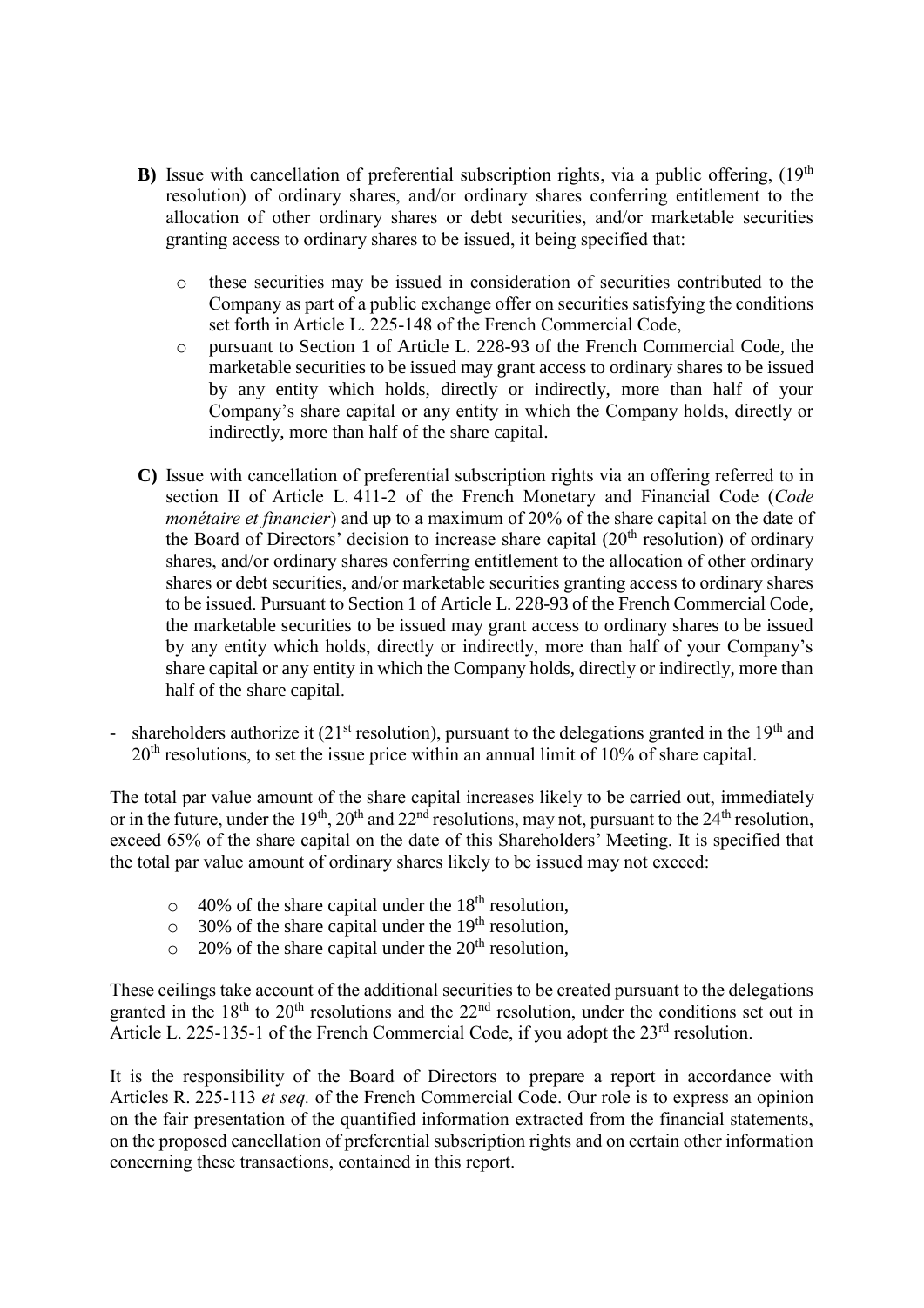- **B)** Issue with cancellation of preferential subscription rights, via a public offering, (19th resolution) of ordinary shares, and/or ordinary shares conferring entitlement to the allocation of other ordinary shares or debt securities, and/or marketable securities granting access to ordinary shares to be issued, it being specified that:
  - these securities may be issued in consideration of securities contributed to the Company as part of a public exchange offer on securities satisfying the conditions set forth in Article L. 225-148 of the French Commercial Code,
  - pursuant to Section 1 of Article L. 228-93 of the French Commercial Code, the marketable securities to be issued may grant access to ordinary shares to be issued by any entity which holds, directly or indirectly, more than half of your Company's share capital or any entity in which the Company holds, directly or indirectly, more than half of the share capital.

- **C)** Issue with cancellation of preferential subscription rights via an offering referred to in section II of Article L. 411-2 of the French Monetary and Financial Code (*Code monétaire et financier*) and up to a maximum of 20% of the share capital on the date of the Board of Directors' decision to increase share capital (20th resolution) of ordinary shares, and/or ordinary shares conferring entitlement to the allocation of other ordinary shares or debt securities, and/or marketable securities granting access to ordinary shares to be issued. Pursuant to Section 1 of Article L. 228-93 of the French Commercial Code, the marketable securities to be issued may grant access to ordinary shares to be issued by any entity which holds, directly or indirectly, more than half of your Company's share capital or any entity in which the Company holds, directly or indirectly, more than half of the share capital.

- shareholders authorize it (21st resolution), pursuant to the delegations granted in the 19th and 20th resolutions, to set the issue price within an annual limit of 10% of share capital.

The total par value amount of the share capital increases likely to be carried out, immediately or in the future, under the 19th, 20th and 22nd resolutions, may not, pursuant to the 24th resolution, exceed 65% of the share capital on the date of this Shareholders' Meeting. It is specified that the total par value amount of ordinary shares likely to be issued may not exceed:

- 40% of the share capital under the 18th resolution,
- 30% of the share capital under the 19th resolution,
- 20% of the share capital under the 20th resolution,

These ceilings take account of the additional securities to be created pursuant to the delegations granted in the 18th to 20th resolutions and the 22nd resolution, under the conditions set out in Article L. 225-135-1 of the French Commercial Code, if you adopt the 23rd resolution.

It is the responsibility of the Board of Directors to prepare a report in accordance with Articles R. 225-113 *et seq.* of the French Commercial Code. Our role is to express an opinion on the fair presentation of the quantified information extracted from the financial statements, on the proposed cancellation of preferential subscription rights and on certain other information concerning these transactions, contained in this report.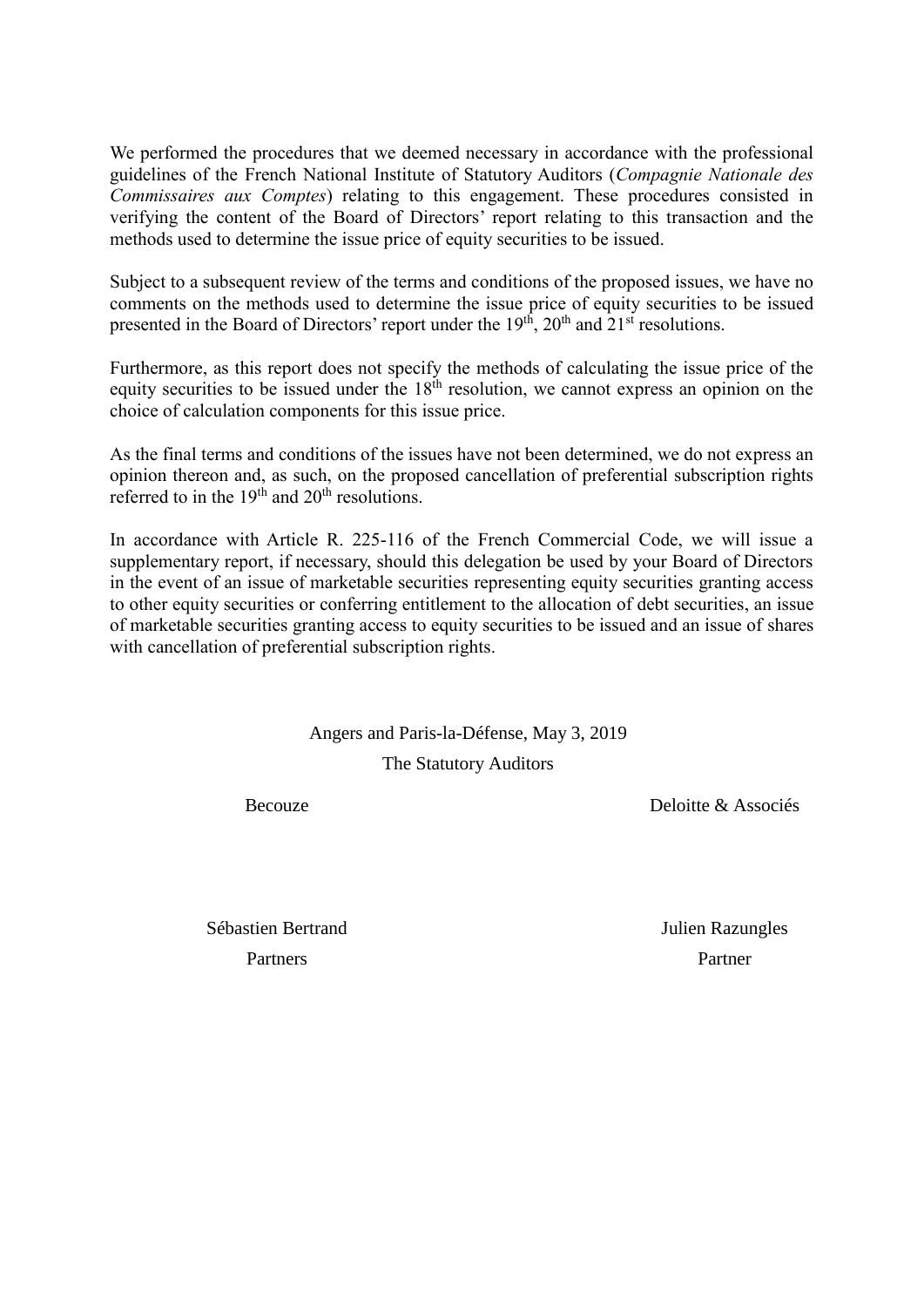We performed the procedures that we deemed necessary in accordance with the professional guidelines of the French National Institute of Statutory Auditors (*Compagnie Nationale des Commissaires aux Comptes*) relating to this engagement. These procedures consisted in verifying the content of the Board of Directors' report relating to this transaction and the methods used to determine the issue price of equity securities to be issued.

Subject to a subsequent review of the terms and conditions of the proposed issues, we have no comments on the methods used to determine the issue price of equity securities to be issued presented in the Board of Directors' report under the 19th, 20th and 21st resolutions.

Furthermore, as this report does not specify the methods of calculating the issue price of the equity securities to be issued under the 18th resolution, we cannot express an opinion on the choice of calculation components for this issue price.

As the final terms and conditions of the issues have not been determined, we do not express an opinion thereon and, as such, on the proposed cancellation of preferential subscription rights referred to in the 19th and 20th resolutions.

In accordance with Article R. 225-116 of the French Commercial Code, we will issue a supplementary report, if necessary, should this delegation be used by your Board of Directors in the event of an issue of marketable securities representing equity securities granting access to other equity securities or conferring entitlement to the allocation of debt securities, an issue of marketable securities granting access to equity securities to be issued and an issue of shares with cancellation of preferential subscription rights.

Angers and Paris-la-Défense, May 3, 2019

The Statutory Auditors

Becouze

Sébastien Bertrand

Partners

Deloitte & Associés

Julien Razungles

Partner